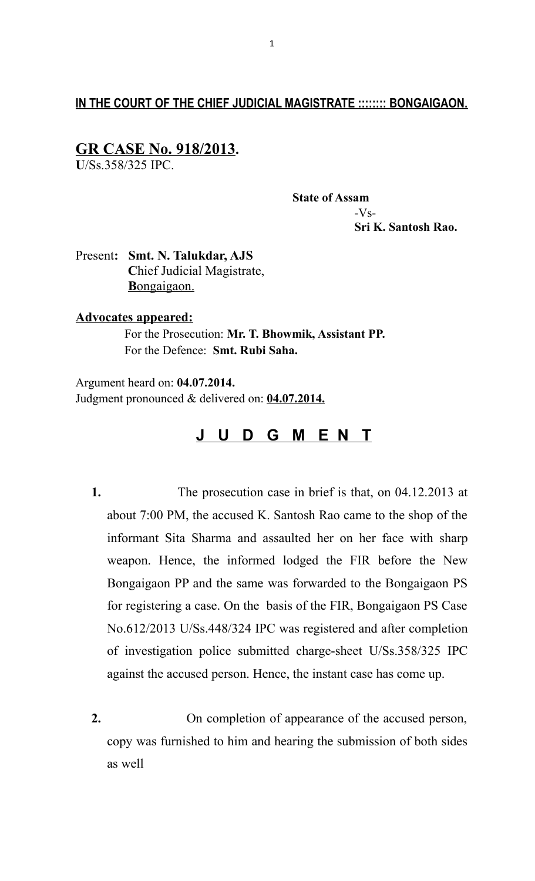**IN THE COURT OF THE CHIEF JUDICIAL MAGISTRATE :::::::: BONGAIGAON.**

## GR CASE No. 918/2013.

**U**/Ss.358/325 IPC.

**State of Assam**
-Vs-
**Sri K. Santosh Rao.**

Present**: Smt. N. Talukdar, AJS**
**C**hief Judicial Magistrate,
**B**ongaigaon.

**Advocates appeared:**

For the Prosecution: **Mr. T. Bhowmik, Assistant PP.**
For the Defence: **Smt. Rubi Saha.**

Argument heard on: **04.07.2014.**
Judgment pronounced & delivered on: **04.07.2014.**

## J U D G M E N T

**1.** The prosecution case in brief is that, on 04.12.2013 at about 7:00 PM, the accused K. Santosh Rao came to the shop of the informant Sita Sharma and assaulted her on her face with sharp weapon. Hence, the informed lodged the FIR before the New Bongaigaon PP and the same was forwarded to the Bongaigaon PS for registering a case. On the basis of the FIR, Bongaigaon PS Case No.612/2013 U/Ss.448/324 IPC was registered and after completion of investigation police submitted charge-sheet U/Ss.358/325 IPC against the accused person. Hence, the instant case has come up.

**2.** On completion of appearance of the accused person, copy was furnished to him and hearing the submission of both sides as well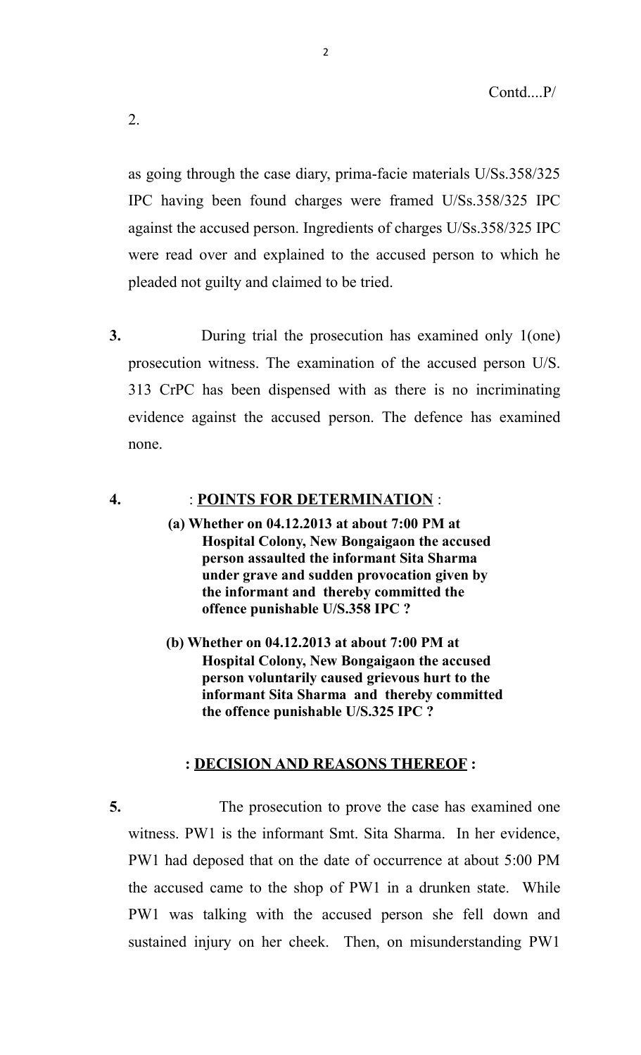Contd....P/

2.

as going through the case diary, prima-facie materials U/Ss.358/325 IPC having been found charges were framed U/Ss.358/325 IPC against the accused person. Ingredients of charges U/Ss.358/325 IPC were read over and explained to the accused person to which he pleaded not guilty and claimed to be tried.

**3.** During trial the prosecution has examined only 1(one) prosecution witness. The examination of the accused person U/S. 313 CrPC has been dispensed with as there is no incriminating evidence against the accused person. The defence has examined none.

**4.** : **POINTS FOR DETERMINATION** :

**(a) Whether on 04.12.2013 at about 7:00 PM at Hospital Colony, New Bongaigaon the accused person assaulted the informant Sita Sharma under grave and sudden provocation given by the informant and thereby committed the offence punishable U/S.358 IPC ?**

**(b) Whether on 04.12.2013 at about 7:00 PM at Hospital Colony, New Bongaigaon the accused person voluntarily caused grievous hurt to the informant Sita Sharma and thereby committed the offence punishable U/S.325 IPC ?**

**: DECISION AND REASONS THEREOF :**

**5.** The prosecution to prove the case has examined one witness. PW1 is the informant Smt. Sita Sharma. In her evidence, PW1 had deposed that on the date of occurrence at about 5:00 PM the accused came to the shop of PW1 in a drunken state. While PW1 was talking with the accused person she fell down and sustained injury on her cheek. Then, on misunderstanding PW1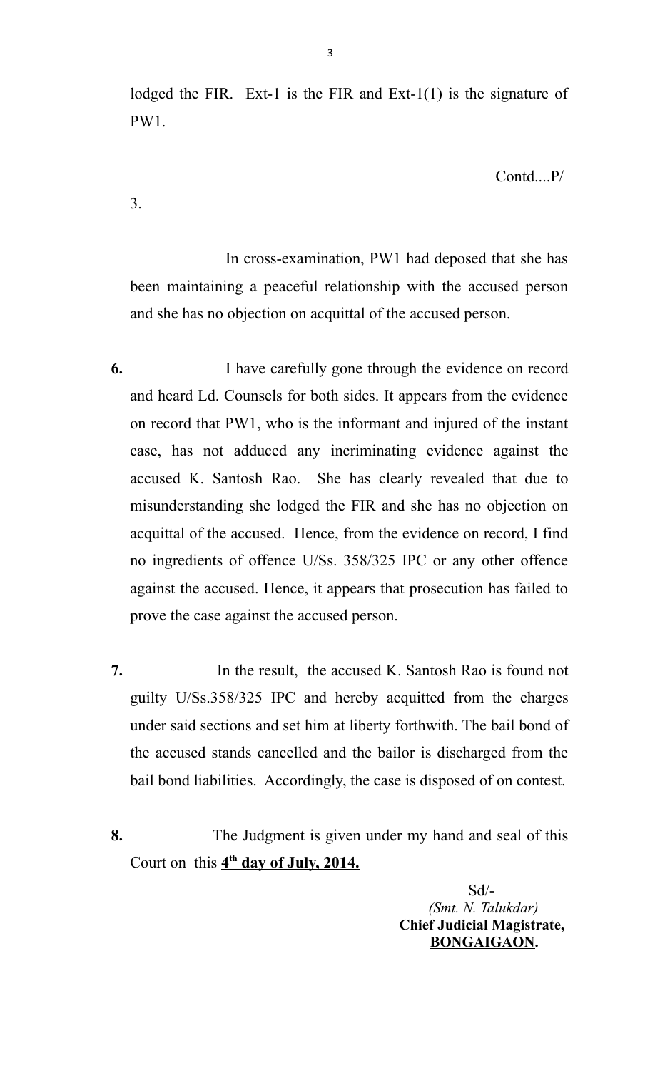lodged the FIR. Ext-1 is the FIR and Ext-1(1) is the signature of PW1.

Contd....P/

3.

In cross-examination, PW1 had deposed that she has been maintaining a peaceful relationship with the accused person and she has no objection on acquittal of the accused person.

**6.** I have carefully gone through the evidence on record and heard Ld. Counsels for both sides. It appears from the evidence on record that PW1, who is the informant and injured of the instant case, has not adduced any incriminating evidence against the accused K. Santosh Rao. She has clearly revealed that due to misunderstanding she lodged the FIR and she has no objection on acquittal of the accused. Hence, from the evidence on record, I find no ingredients of offence U/Ss. 358/325 IPC or any other offence against the accused. Hence, it appears that prosecution has failed to prove the case against the accused person.

**7.** In the result, the accused K. Santosh Rao is found not guilty U/Ss.358/325 IPC and hereby acquitted from the charges under said sections and set him at liberty forthwith. The bail bond of the accused stands cancelled and the bailor is discharged from the bail bond liabilities. Accordingly, the case is disposed of on contest.

**8.** The Judgment is given under my hand and seal of this Court on this **4th day of July, 2014.**

Sd/-
*(Smt. N. Talukdar)*
**Chief Judicial Magistrate,**
**BONGAIGAON.**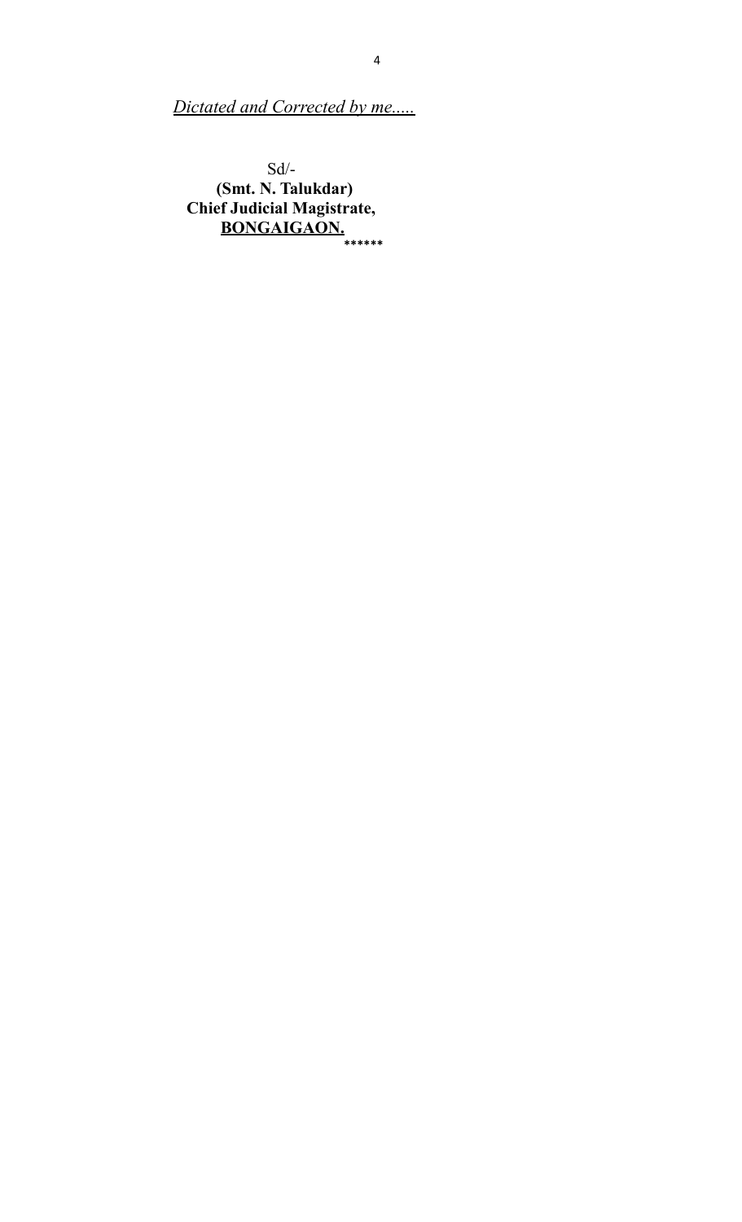*Dictated and Corrected by me.....*

Sd/-

**(Smt. N. Talukdar)**

**Chief Judicial Magistrate,**

**BONGAIGAON.**

******